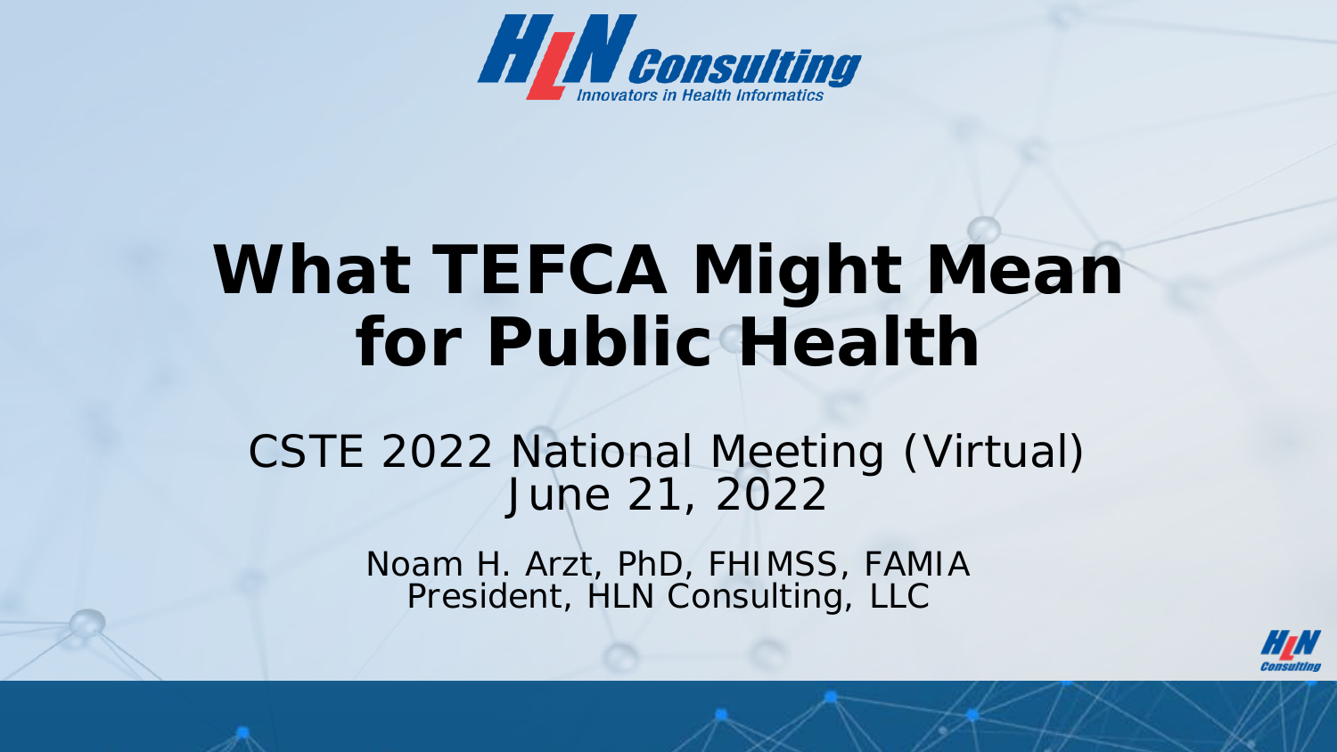HLN Consulting
Innovators in Health Informatics

# What TEFCA Might Mean for Public Health

CSTE 2022 National Meeting (Virtual)
June 21, 2022

Noam H. Arzt, PhD, FHIMSS, FAMIA
President, HLN Consulting, LLC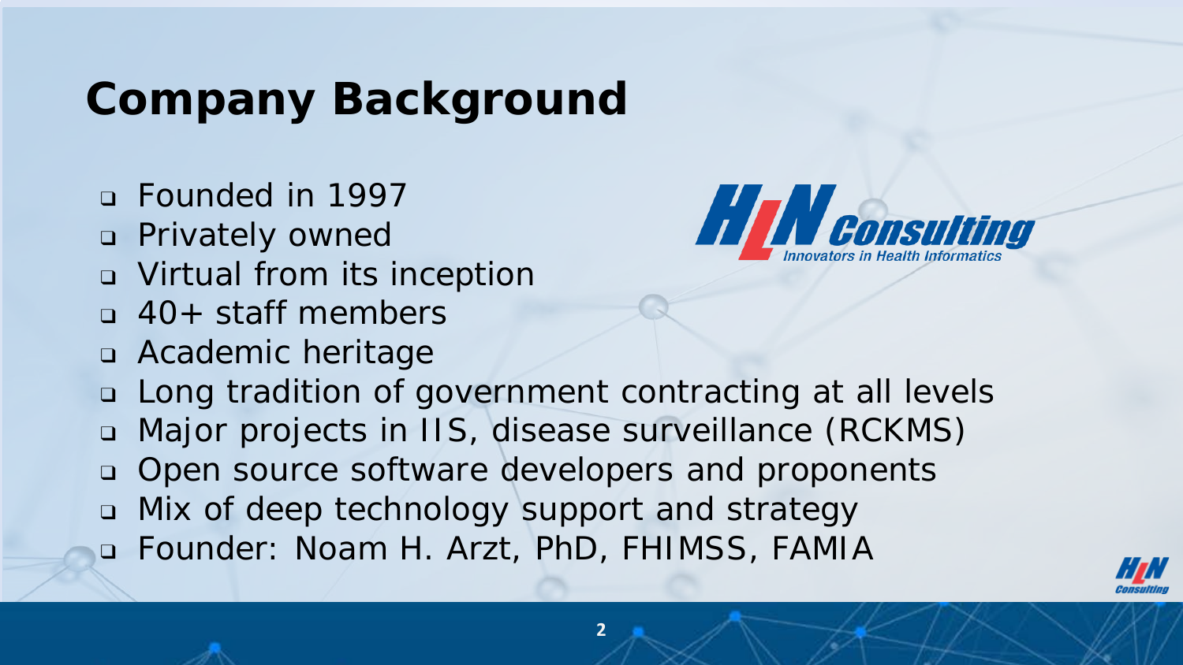# Company Background

- Founded in 1997
- Privately owned
- Virtual from its inception
- 40+ staff members
- Academic heritage
- Long tradition of government contracting at all levels
- Major projects in IIS, disease surveillance (RCKMS)
- Open source software developers and proponents
- Mix of deep technology support and strategy
- Founder: Noam H. Arzt, PhD, FHIMSS, FAMIA

HLN Consulting
Innovators in Health Informatics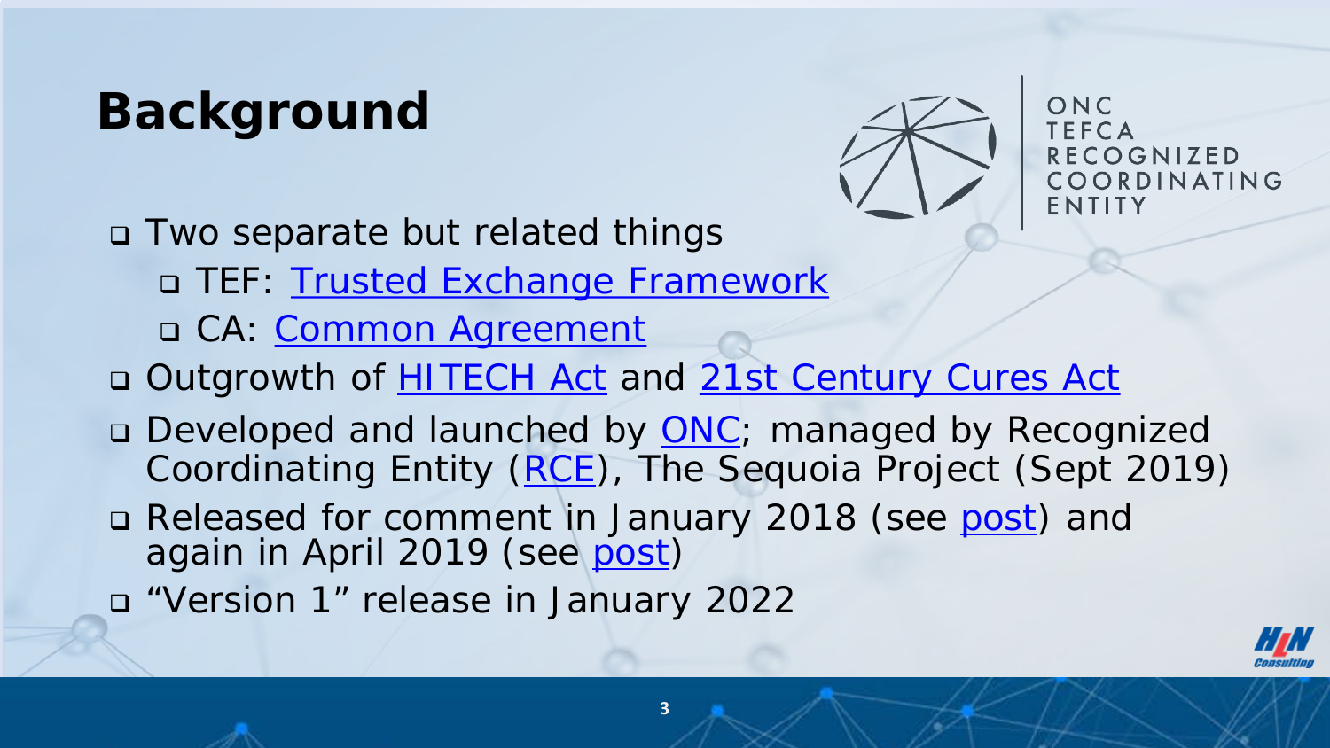# Background

ONC TEFCA RECOGNIZED COORDINATING ENTITY

- Two separate but related things
  - TEF: Trusted Exchange Framework
  - CA: Common Agreement
- Outgrowth of HITECH Act and 21st Century Cures Act
- Developed and launched by ONC; managed by Recognized Coordinating Entity (RCE), The Sequoia Project (Sept 2019)
- Released for comment in January 2018 (see post) and again in April 2019 (see post)
- "Version 1" release in January 2022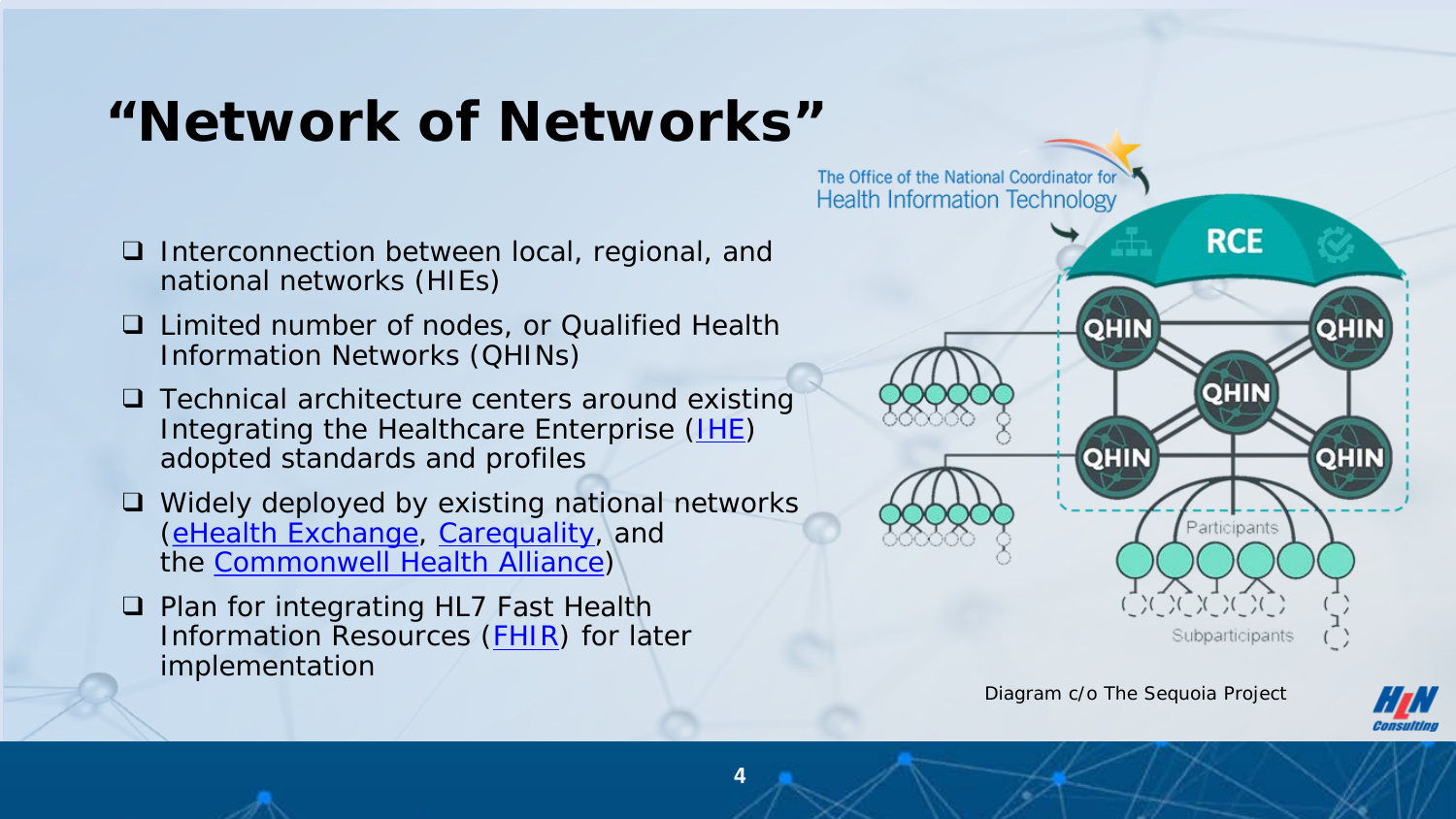# "Network of Networks"

- Interconnection between local, regional, and national networks (HIEs)
- Limited number of nodes, or Qualified Health Information Networks (QHINs)
- Technical architecture centers around existing Integrating the Healthcare Enterprise (IHE) adopted standards and profiles
- Widely deployed by existing national networks (eHealth Exchange, Carequality, and the Commonwell Health Alliance)
- Plan for integrating HL7 Fast Health Information Resources (FHIR) for later implementation

The Office of the National Coordinator for Health Information Technology

RCE

QHIN

QHIN

QHIN

QHIN

QHIN

Participants

Subparticipants

Diagram c/o The Sequoia Project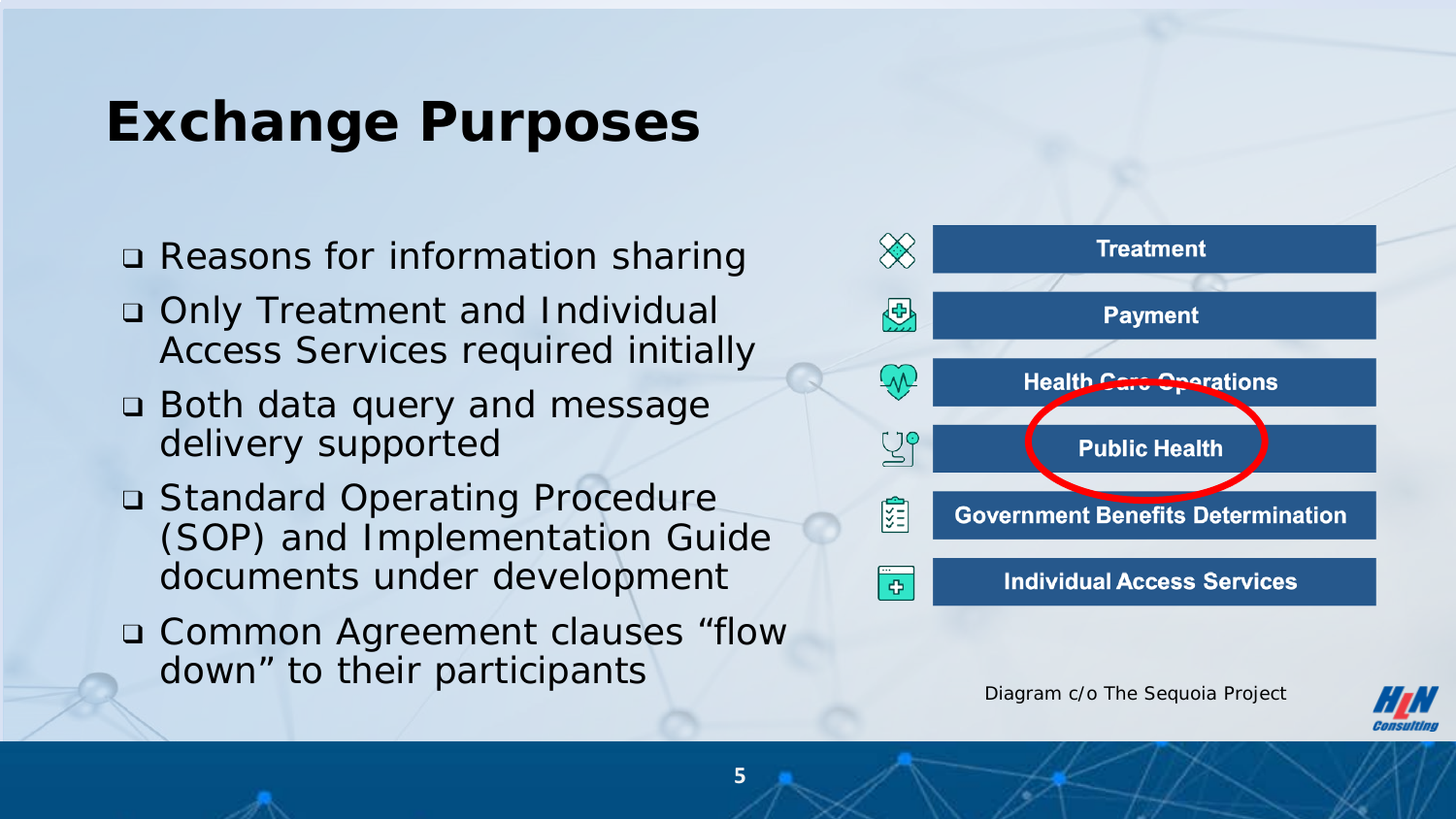# Exchange Purposes

- Reasons for information sharing
- Only Treatment and Individual Access Services required initially
- Both data query and message delivery supported
- Standard Operating Procedure (SOP) and Implementation Guide documents under development
- Common Agreement clauses “flow down” to their participants

Treatment

Payment

Health Care Operations

Public Health

Government Benefits Determination

Individual Access Services

Diagram c/o The Sequoia Project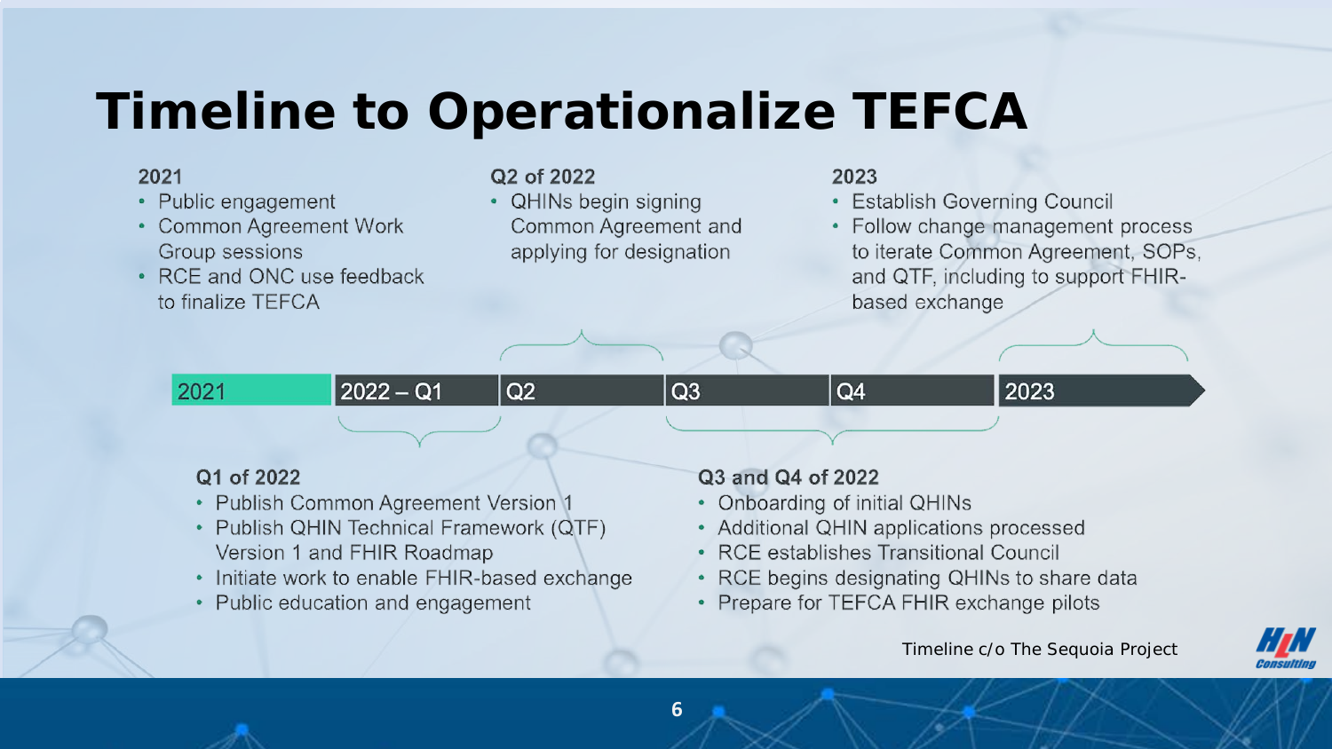# Timeline to Operationalize TEFCA

**2021**
- Public engagement
- Common Agreement Work Group sessions
- RCE and ONC use feedback to finalize TEFCA

**Q2 of 2022**
- QHINs begin signing Common Agreement and applying for designation

**2023**
- Establish Governing Council
- Follow change management process to iterate Common Agreement, SOPs, and QTF, including to support FHIR-based exchange

2021 | 2022 – Q1 | Q2 | Q3 | Q4 | 2023

**Q1 of 2022**
- Publish Common Agreement Version 1
- Publish QHIN Technical Framework (QTF) Version 1 and FHIR Roadmap
- Initiate work to enable FHIR-based exchange
- Public education and engagement

**Q3 and Q4 of 2022**
- Onboarding of initial QHINs
- Additional QHIN applications processed
- RCE establishes Transitional Council
- RCE begins designating QHINs to share data
- Prepare for TEFCA FHIR exchange pilots

Timeline c/o The Sequoia Project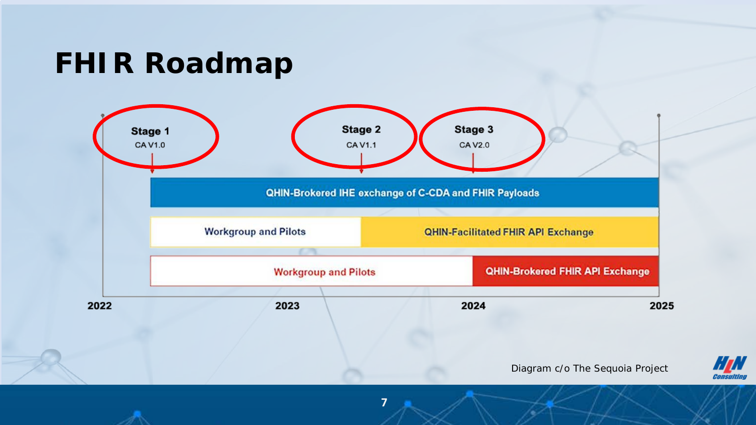# FHIR Roadmap

Stage 1
CA V1.0

Stage 2
CA V1.1

Stage 3
CA V2.0

QHIN-Brokered IHE exchange of C-CDA and FHIR Payloads

Workgroup and Pilots

QHIN-Facilitated FHIR API Exchange

Workgroup and Pilots

QHIN-Brokered FHIR API Exchange

2022

2023

2024

2025

Diagram c/o The Sequoia Project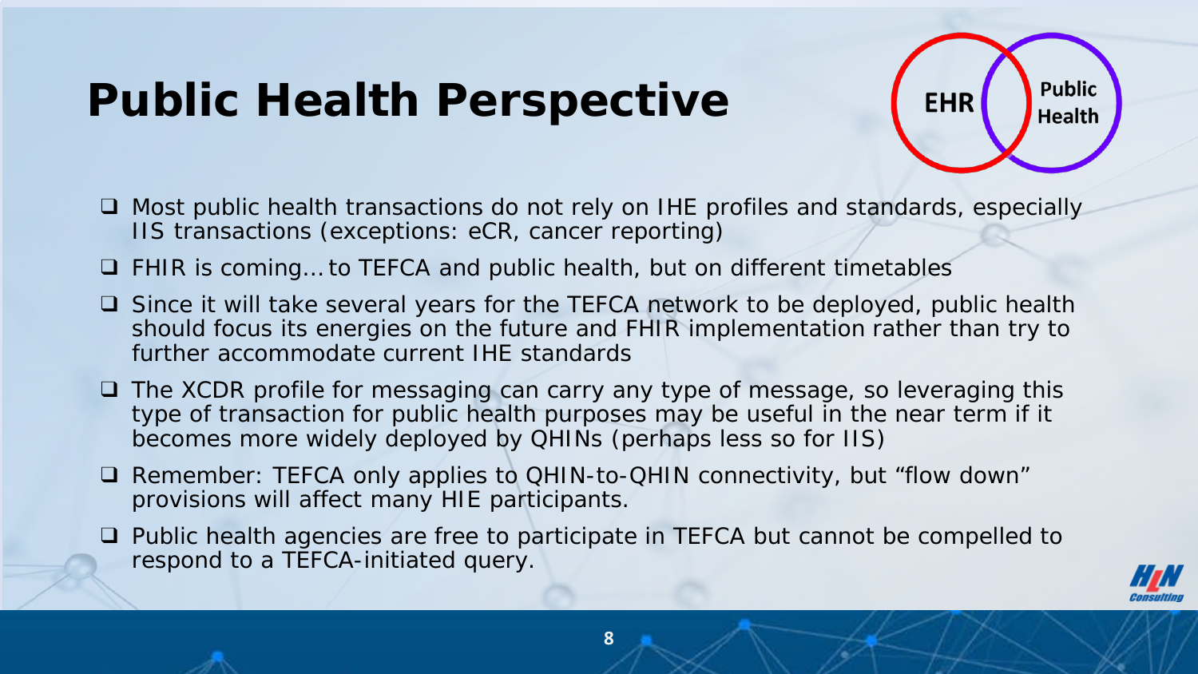# Public Health Perspective

EHR

Public Health

- Most public health transactions do not rely on IHE profiles and standards, especially IIS transactions (exceptions: eCR, cancer reporting)
- FHIR is coming… to TEFCA and public health, but on different timetables
- Since it will take several years for the TEFCA network to be deployed, public health should focus its energies on the future and FHIR implementation rather than try to further accommodate current IHE standards
- The XCDR profile for messaging can carry any type of message, so leveraging this type of transaction for public health purposes may be useful in the near term if it becomes more widely deployed by QHINs (perhaps less so for IIS)
- Remember: TEFCA only applies to QHIN-to-QHIN connectivity, but “flow down” provisions will affect many HIE participants.
- Public health agencies are free to participate in TEFCA but cannot be compelled to respond to a TEFCA-initiated query.

HLN Consulting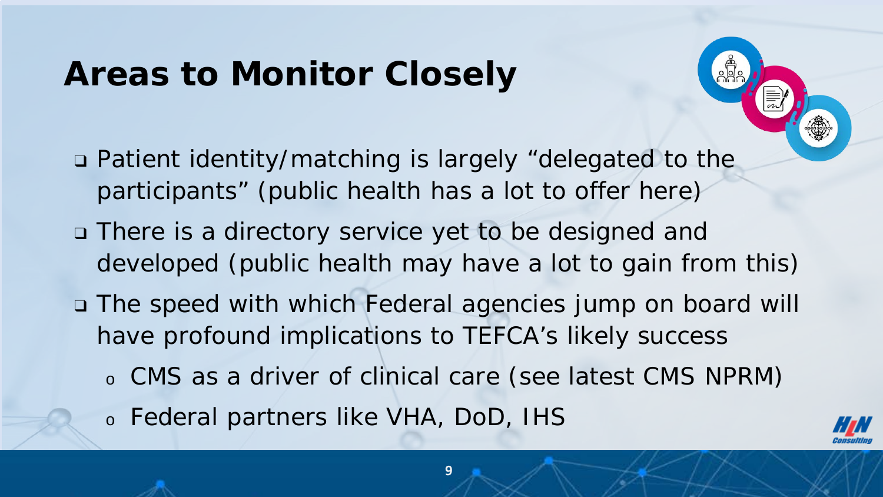# Areas to Monitor Closely

- Patient identity/matching is largely "delegated to the participants" (public health has a lot to offer here)
- There is a directory service yet to be designed and developed (public health may have a lot to gain from this)
- The speed with which Federal agencies jump on board will have profound implications to TEFCA's likely success
  - CMS as a driver of clinical care (see latest CMS NPRM)
  - Federal partners like VHA, DoD, IHS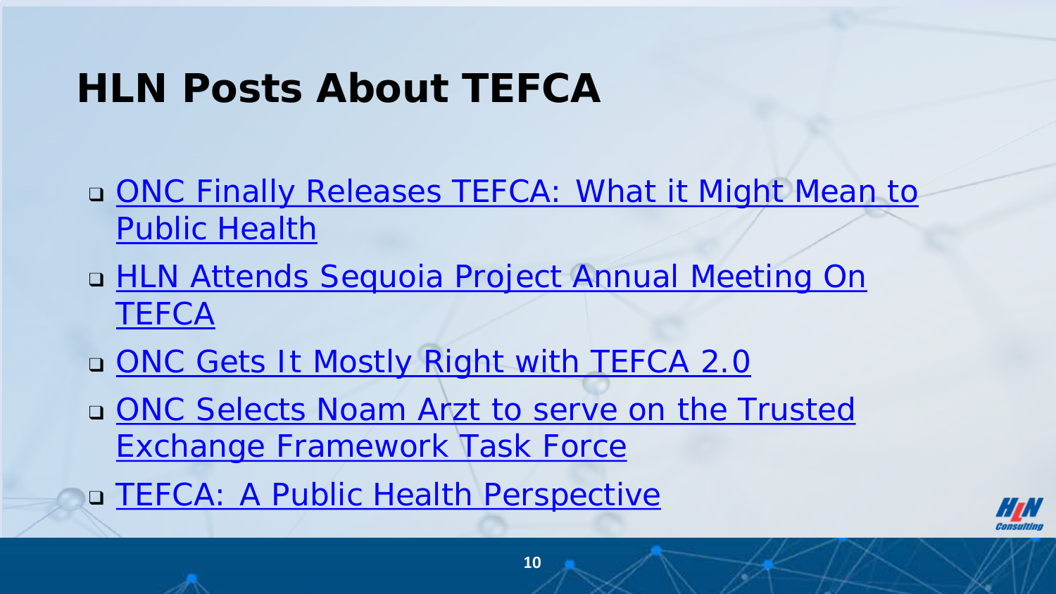# HLN Posts About TEFCA

- ONC Finally Releases TEFCA: What it Might Mean to Public Health
- HLN Attends Sequoia Project Annual Meeting On TEFCA
- ONC Gets It Mostly Right with TEFCA 2.0
- ONC Selects Noam Arzt to serve on the Trusted Exchange Framework Task Force
- TEFCA: A Public Health Perspective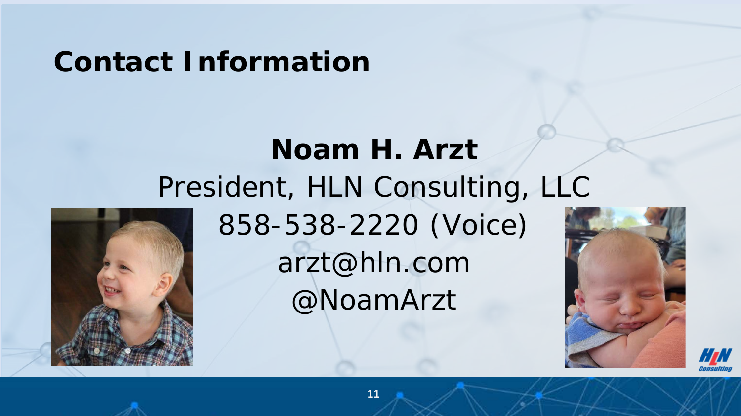# Contact Information

**Noam H. Arzt**

President, HLN Consulting, LLC

858-538-2220 (Voice)

arzt@hln.com

@NoamArzt